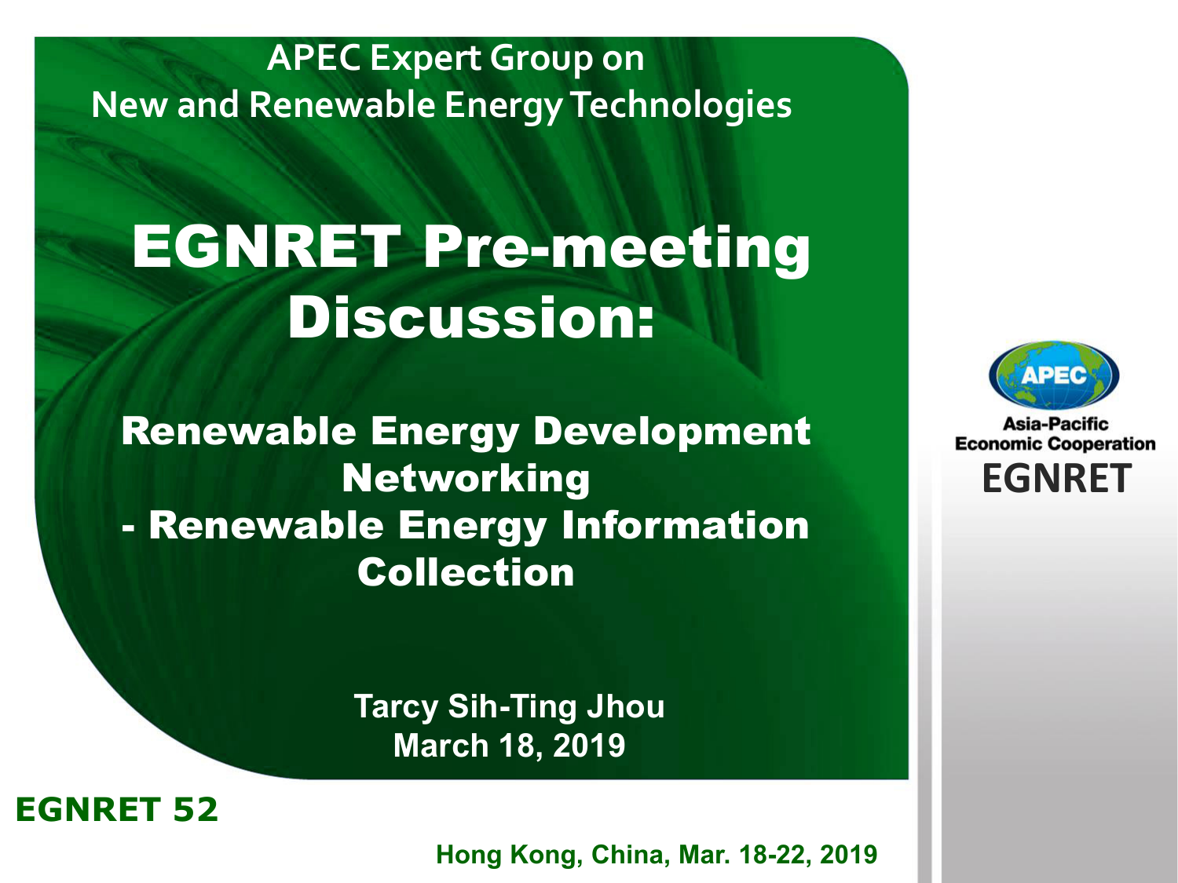APEC Expert Group on
New and Renewable Energy Technologies

# EGNRET Pre-meeting Discussion:

## Renewable Energy Development Networking - Renewable Energy Information Collection

Tarcy Sih-Ting Jhou
March 18, 2019

Asia-Pacific Economic Cooperation
EGNRET

**EGNRET 52**

Hong Kong, China, Mar. 18-22, 2019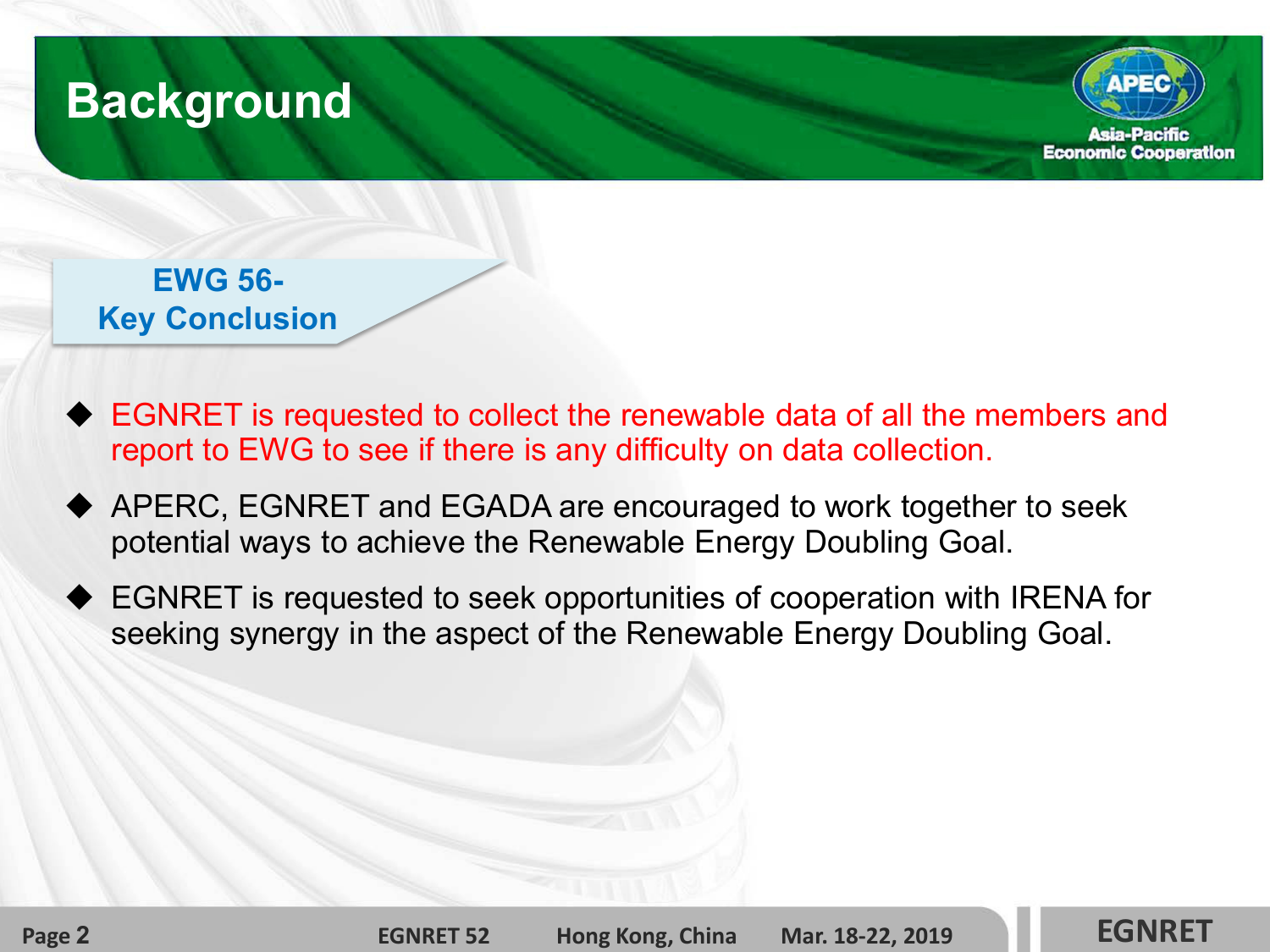# Background

## EWG 56- Key Conclusion

- EGNRET is requested to collect the renewable data of all the members and report to EWG to see if there is any difficulty on data collection.
- APERC, EGNRET and EGADA are encouraged to work together to seek potential ways to achieve the Renewable Energy Doubling Goal.
- EGNRET is requested to seek opportunities of cooperation with IRENA for seeking synergy in the aspect of the Renewable Energy Doubling Goal.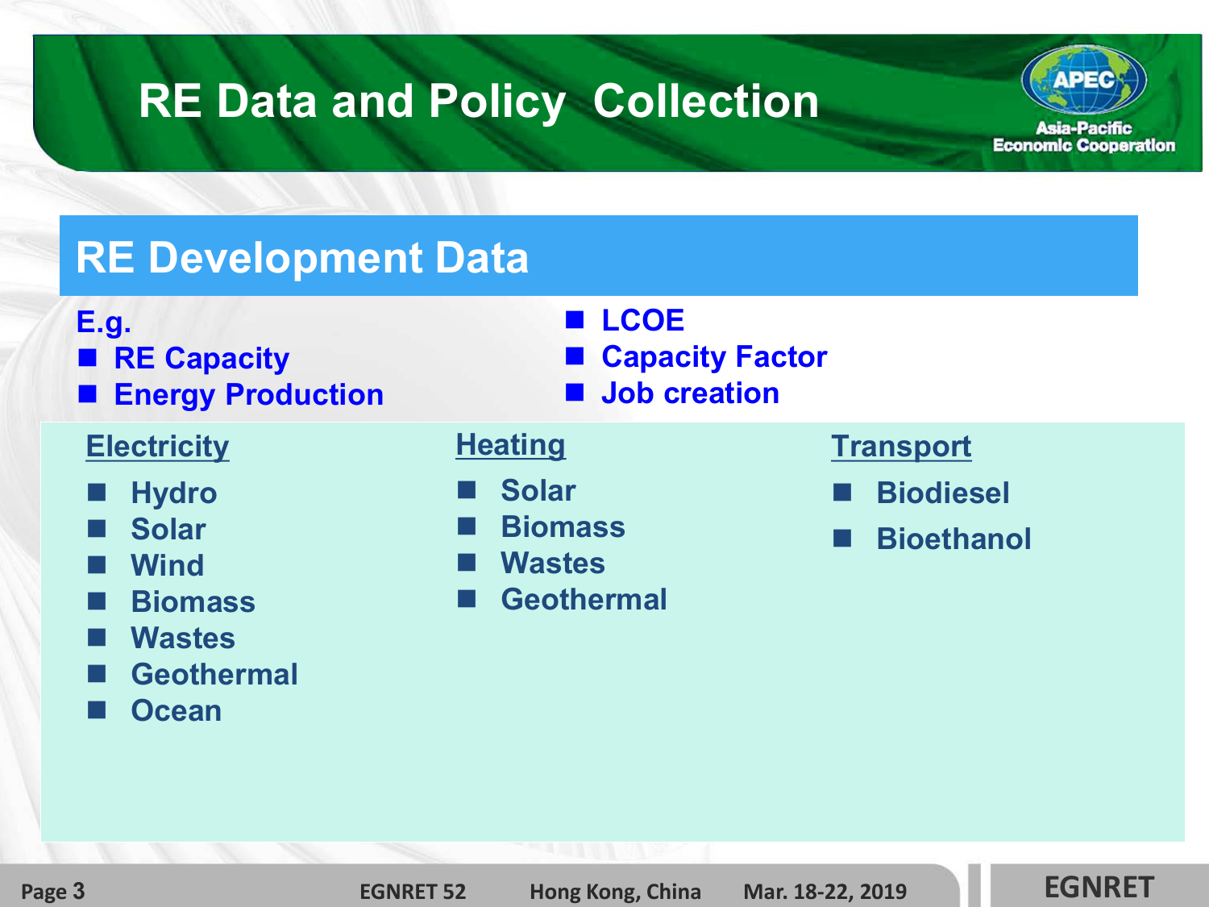# RE Data and Policy Collection

## RE Development Data

E.g.

- RE Capacity
- Energy Production
- LCOE
- Capacity Factor
- Job creation

**Electricity**

- Hydro
- Solar
- Wind
- Biomass
- Wastes
- Geothermal
- Ocean

**Heating**

- Solar
- Biomass
- Wastes
- Geothermal

**Transport**

- Biodiesel
- Bioethanol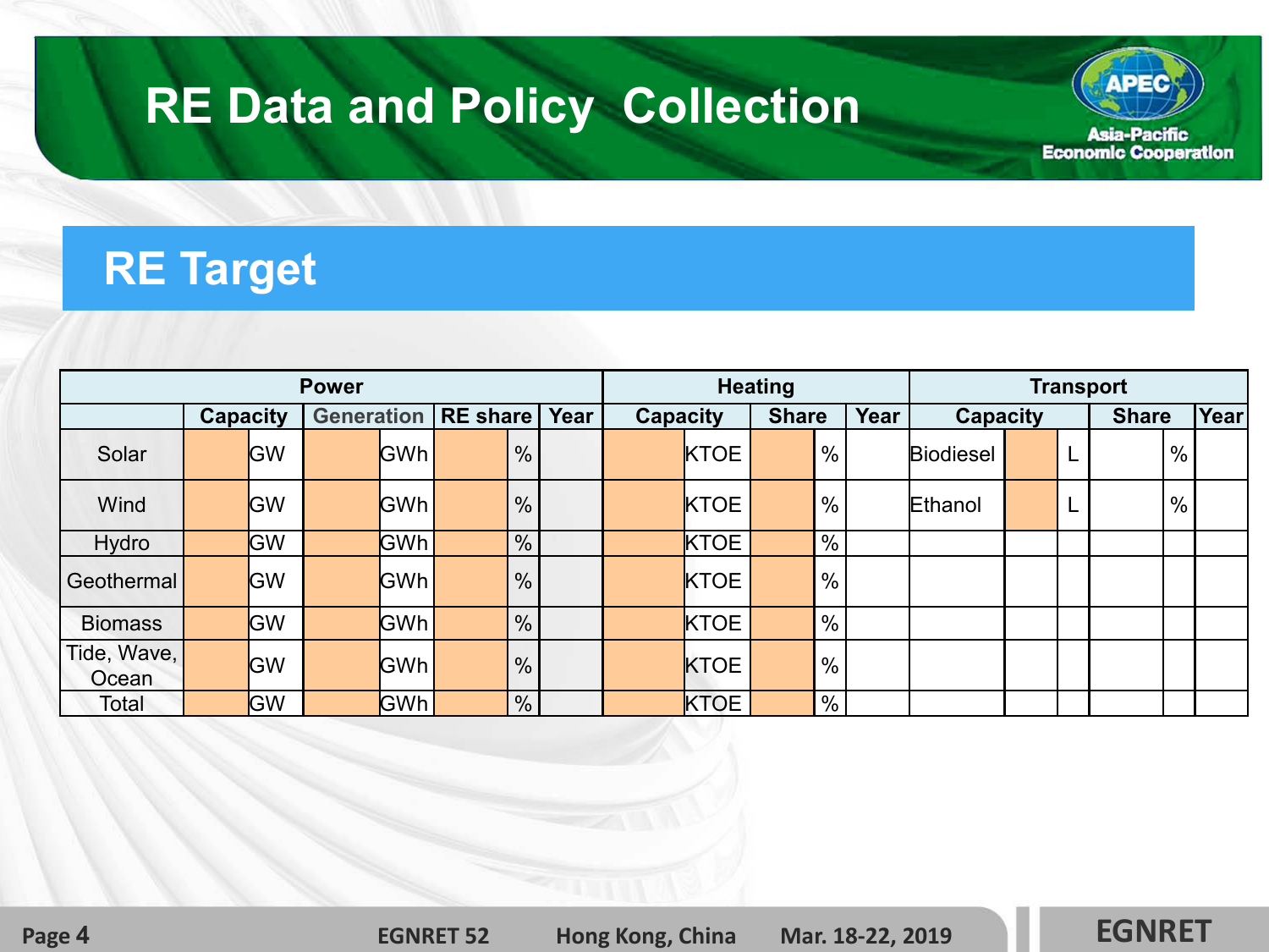# RE Data and Policy Collection

## RE Target

| | Power | | | | | | | Heating | | | | | Transport | | | | | |
|---|---|---|---|---|---|---|---|---|---|---|---|---|---|---|---|---|---|---|
| | Capacity | | Generation | | RE share | | Year | Capacity | | Share | | Year | Capacity | | | Share | | Year |
| Solar | | GW | | GWh | | % | | | KTOE | | % | | Biodiesel | | L | | % | |
| Wind | | GW | | GWh | | % | | | KTOE | | % | | Ethanol | | L | | % | |
| Hydro | | GW | | GWh | | % | | | KTOE | | % | | | | | | | |
| Geothermal | | GW | | GWh | | % | | | KTOE | | % | | | | | | | |
| Biomass | | GW | | GWh | | % | | | KTOE | | % | | | | | | | |
| Tide, Wave, Ocean | | GW | | GWh | | % | | | KTOE | | % | | | | | | | |
| Total | | GW | | GWh | | % | | | KTOE | | % | | | | | | | |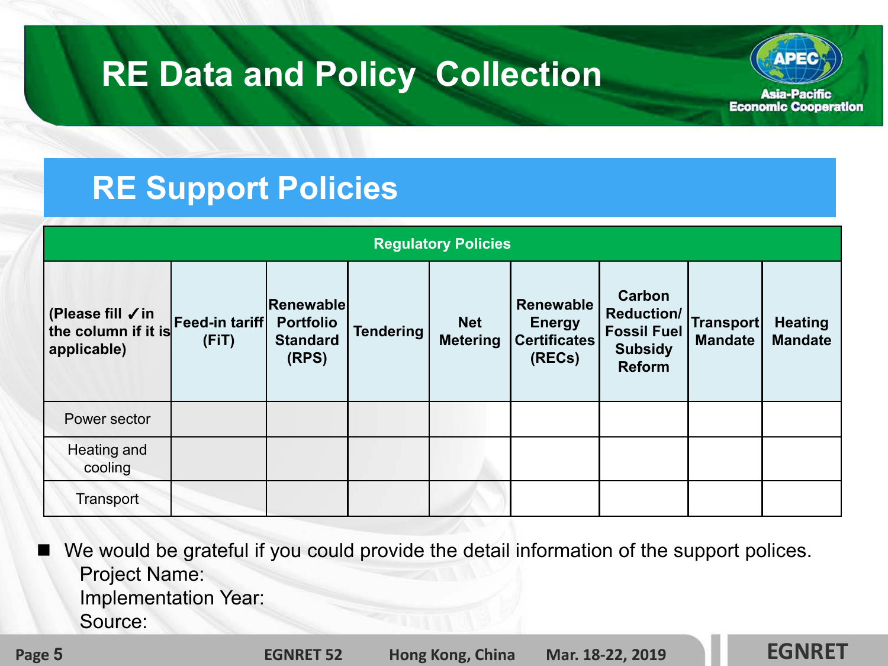# RE Data and Policy Collection

## RE Support Policies

| Regulatory Policies | | | | | | | | |
|---|---|---|---|---|---|---|---|---|
| (Please fill ✓in the column if it is applicable) | Feed-in tariff (FiT) | Renewable Portfolio Standard (RPS) | Tendering | Net Metering | Renewable Energy Certificates (RECs) | Carbon Reduction/ Fossil Fuel Subsidy Reform | Transport Mandate | Heating Mandate |
| Power sector | | | | | | | | |
| Heating and cooling | | | | | | | | |
| Transport | | | | | | | | |

- We would be grateful if you could provide the detail information of the support polices.
  Project Name:
  Implementation Year:
  Source: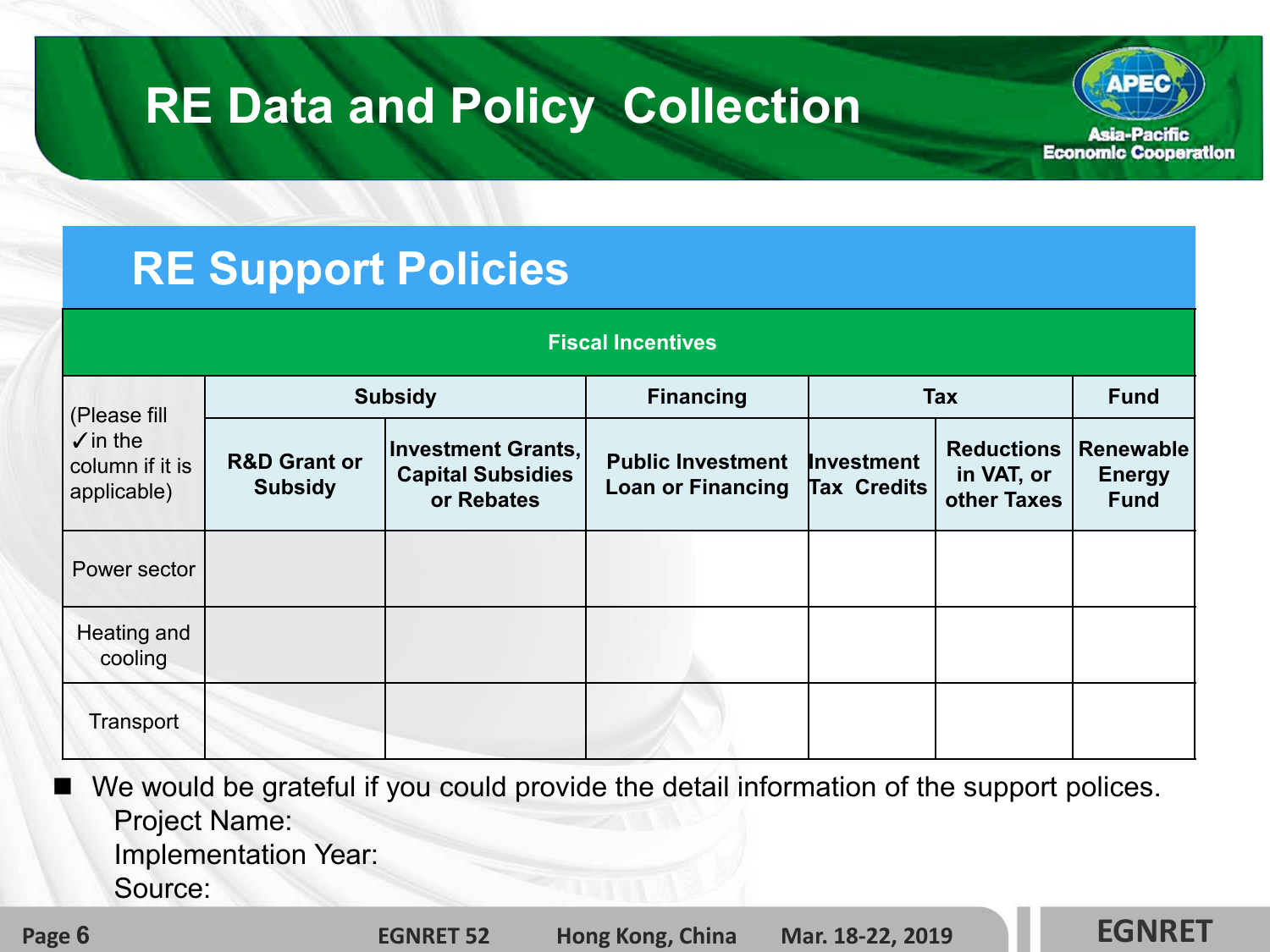# RE Data and Policy Collection

## RE Support Policies

| Fiscal Incentives | | | | | | |
|---|---|---|---|---|---|---|
| (Please fill ✓in the column if it is applicable) | Subsidy | | Financing | Tax | | Fund |
| | R&D Grant or Subsidy | Investment Grants, Capital Subsidies or Rebates | Public Investment Loan or Financing | Investment Tax Credits | Reductions in VAT, or other Taxes | Renewable Energy Fund |
| Power sector | | | | | | |
| Heating and cooling | | | | | | |
| Transport | | | | | | |

- We would be grateful if you could provide the detail information of the support polices.
  Project Name:
  Implementation Year:
  Source: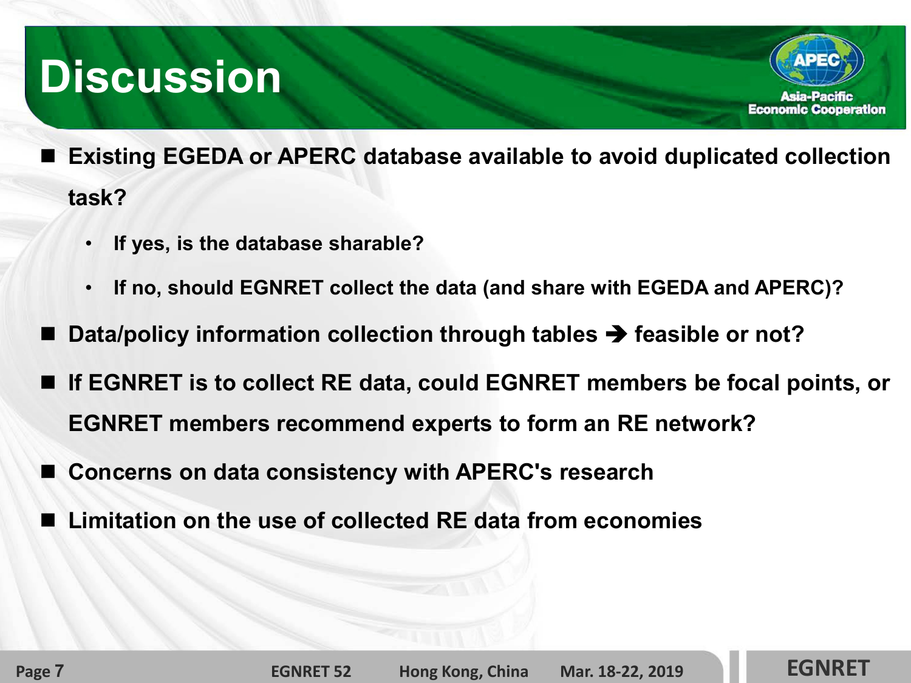# Discussion

- **Existing EGEDA or APERC database available to avoid duplicated collection task?**
  - **If yes, is the database sharable?**
  - **If no, should EGNRET collect the data (and share with EGEDA and APERC)?**
- **Data/policy information collection through tables ➔ feasible or not?**
- **If EGNRET is to collect RE data, could EGNRET members be focal points, or EGNRET members recommend experts to form an RE network?**
- **Concerns on data consistency with APERC's research**
- **Limitation on the use of collected RE data from economies**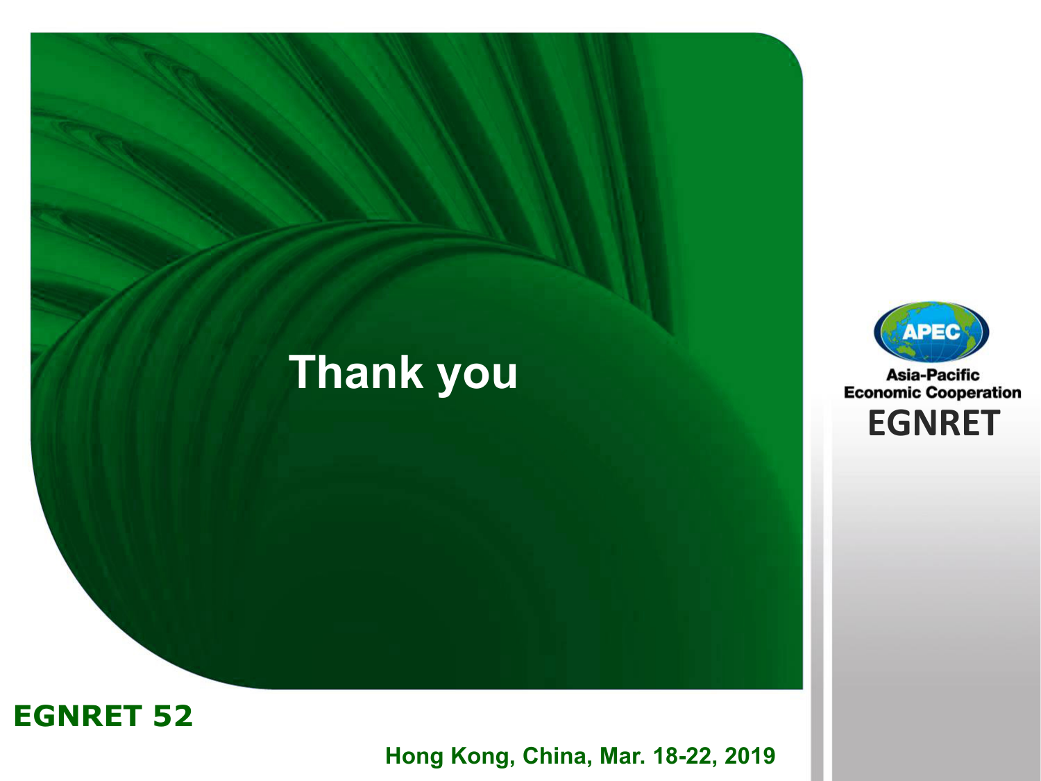# Thank you

Asia-Pacific Economic Cooperation

EGNRET

EGNRET 52

Hong Kong, China, Mar. 18-22, 2019